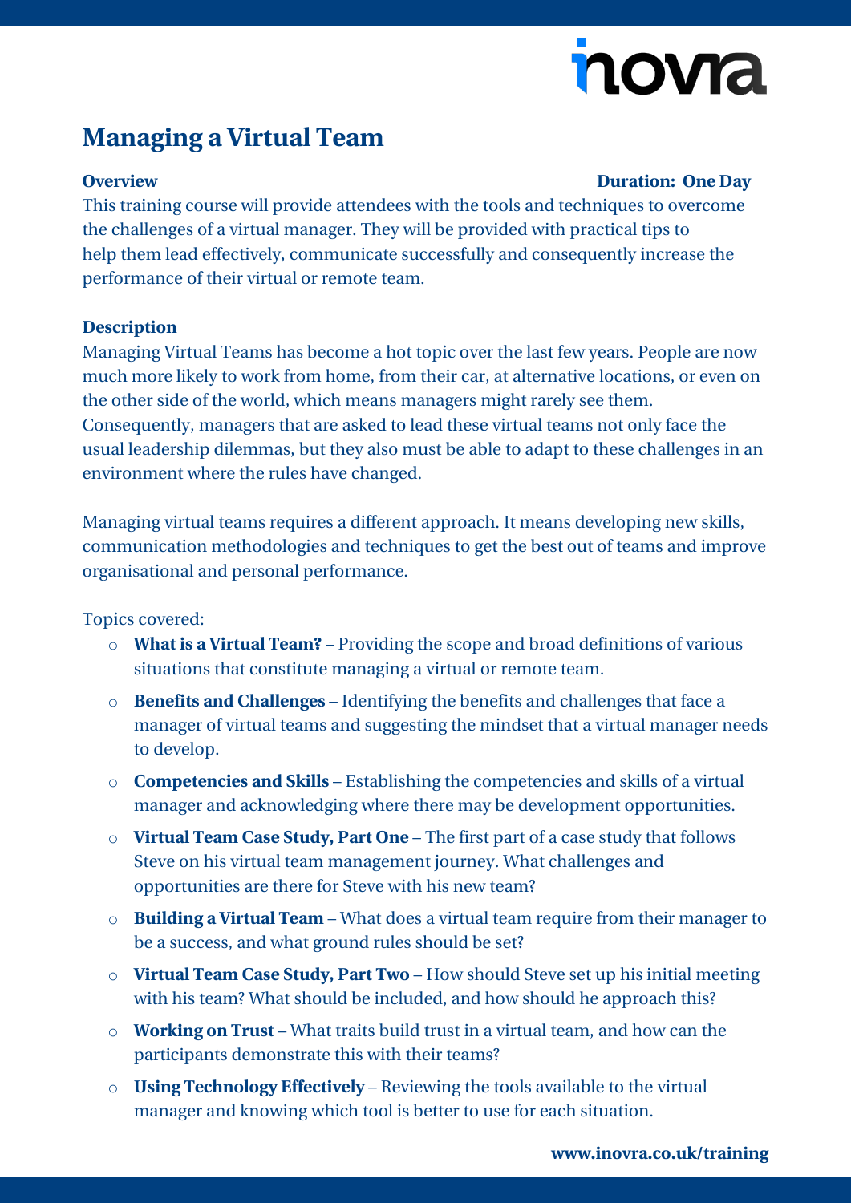# Managing a Virtual Team

**Overview** **Duration: One Day**

This training course will provide attendees with the tools and techniques to overcome the challenges of a virtual manager. They will be provided with practical tips to help them lead effectively, communicate successfully and consequently increase the performance of their virtual or remote team.

**Description**

Managing Virtual Teams has become a hot topic over the last few years. People are now much more likely to work from home, from their car, at alternative locations, or even on the other side of the world, which means managers might rarely see them. Consequently, managers that are asked to lead these virtual teams not only face the usual leadership dilemmas, but they also must be able to adapt to these challenges in an environment where the rules have changed.

Managing virtual teams requires a different approach. It means developing new skills, communication methodologies and techniques to get the best out of teams and improve organisational and personal performance.

Topics covered:

- **What is a Virtual Team?** – Providing the scope and broad definitions of various situations that constitute managing a virtual or remote team.
- **Benefits and Challenges** – Identifying the benefits and challenges that face a manager of virtual teams and suggesting the mindset that a virtual manager needs to develop.
- **Competencies and Skills** – Establishing the competencies and skills of a virtual manager and acknowledging where there may be development opportunities.
- **Virtual Team Case Study, Part One** – The first part of a case study that follows Steve on his virtual team management journey. What challenges and opportunities are there for Steve with his new team?
- **Building a Virtual Team** – What does a virtual team require from their manager to be a success, and what ground rules should be set?
- **Virtual Team Case Study, Part Two** – How should Steve set up his initial meeting with his team? What should be included, and how should he approach this?
- **Working on Trust** – What traits build trust in a virtual team, and how can the participants demonstrate this with their teams?
- **Using Technology Effectively** – Reviewing the tools available to the virtual manager and knowing which tool is better to use for each situation.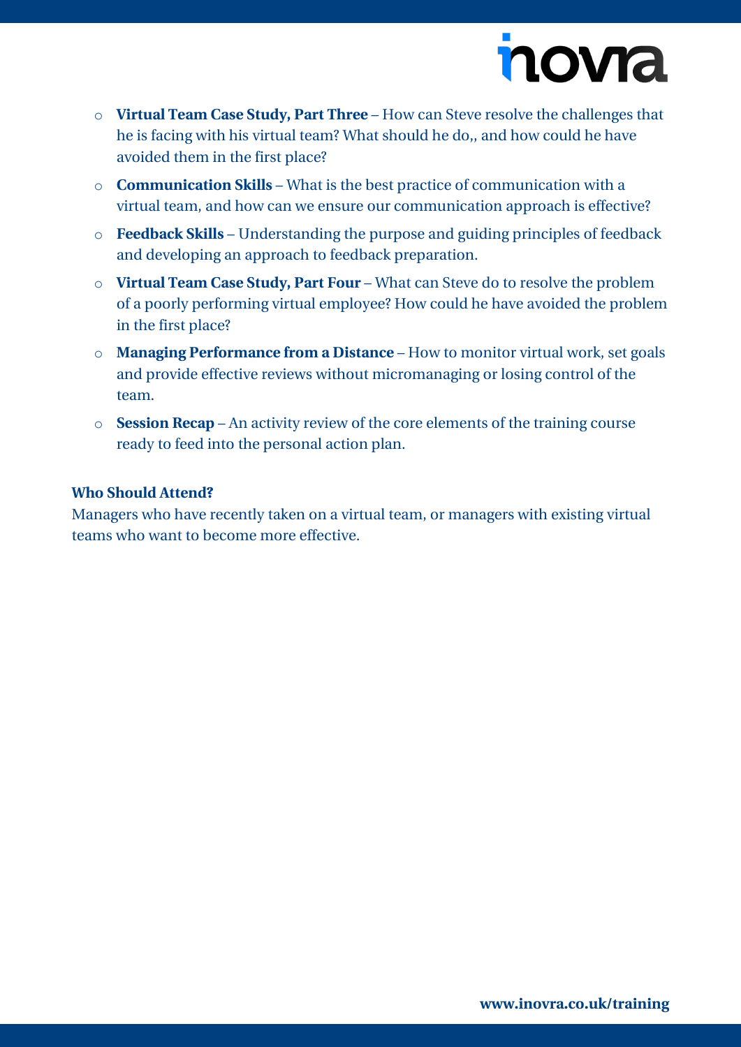- **Virtual Team Case Study, Part Three** – How can Steve resolve the challenges that he is facing with his virtual team? What should he do,, and how could he have avoided them in the first place?
- **Communication Skills** – What is the best practice of communication with a virtual team, and how can we ensure our communication approach is effective?
- **Feedback Skills** – Understanding the purpose and guiding principles of feedback and developing an approach to feedback preparation.
- **Virtual Team Case Study, Part Four** – What can Steve do to resolve the problem of a poorly performing virtual employee? How could he have avoided the problem in the first place?
- **Managing Performance from a Distance** – How to monitor virtual work, set goals and provide effective reviews without micromanaging or losing control of the team.
- **Session Recap** – An activity review of the core elements of the training course ready to feed into the personal action plan.

**Who Should Attend?**

Managers who have recently taken on a virtual team, or managers with existing virtual teams who want to become more effective.

**www.inovra.co.uk/training**